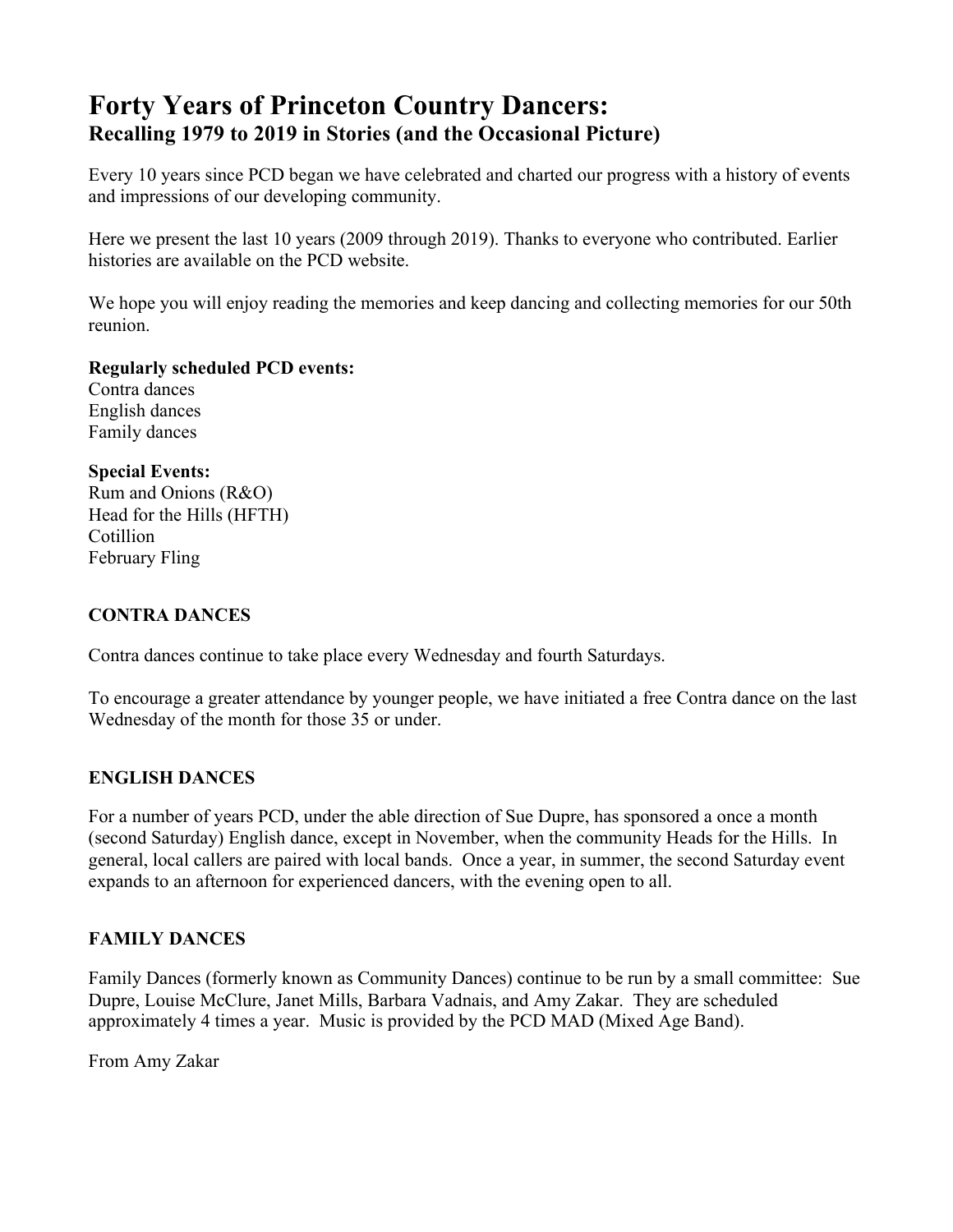# Forty Years of Princeton Country Dancers:
## Recalling 1979 to 2019 in Stories (and the Occasional Picture)

Every 10 years since PCD began we have celebrated and charted our progress with a history of events and impressions of our developing community.

Here we present the last 10 years (2009 through 2019). Thanks to everyone who contributed. Earlier histories are available on the PCD website.

We hope you will enjoy reading the memories and keep dancing and collecting memories for our 50th reunion.

**Regularly scheduled PCD events:**
Contra dances
English dances
Family dances

**Special Events:**
Rum and Onions (R&O)
Head for the Hills (HFTH)
Cotillion
February Fling

### CONTRA DANCES

Contra dances continue to take place every Wednesday and fourth Saturdays.

To encourage a greater attendance by younger people, we have initiated a free Contra dance on the last Wednesday of the month for those 35 or under.

### ENGLISH DANCES

For a number of years PCD, under the able direction of Sue Dupre, has sponsored a once a month (second Saturday) English dance, except in November, when the community Heads for the Hills. In general, local callers are paired with local bands. Once a year, in summer, the second Saturday event expands to an afternoon for experienced dancers, with the evening open to all.

### FAMILY DANCES

Family Dances (formerly known as Community Dances) continue to be run by a small committee: Sue Dupre, Louise McClure, Janet Mills, Barbara Vadnais, and Amy Zakar. They are scheduled approximately 4 times a year. Music is provided by the PCD MAD (Mixed Age Band).

From Amy Zakar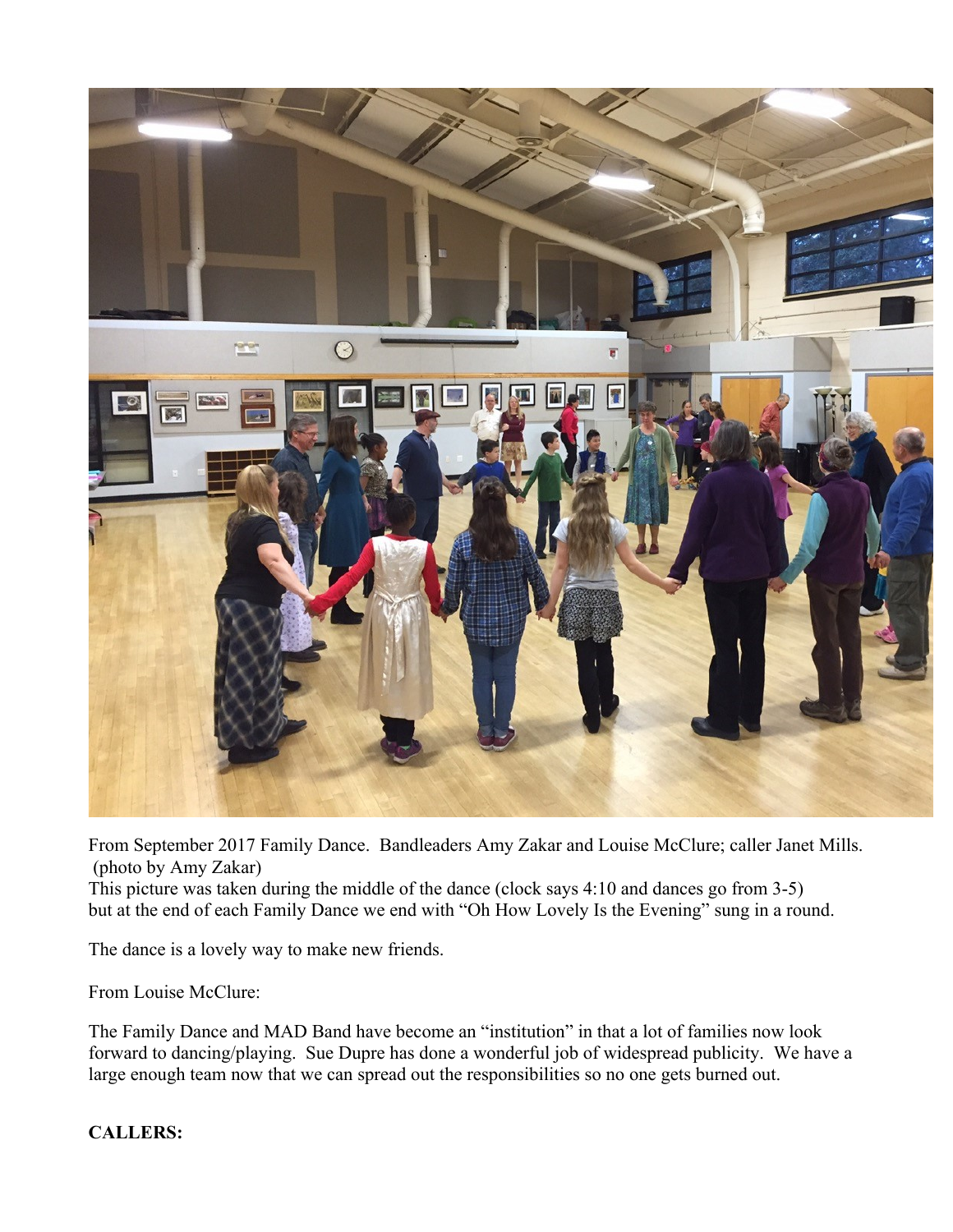From September 2017 Family Dance. Bandleaders Amy Zakar and Louise McClure; caller Janet Mills. (photo by Amy Zakar)
This picture was taken during the middle of the dance (clock says 4:10 and dances go from 3-5) but at the end of each Family Dance we end with "Oh How Lovely Is the Evening" sung in a round.

The dance is a lovely way to make new friends.

From Louise McClure:

The Family Dance and MAD Band have become an "institution" in that a lot of families now look forward to dancing/playing. Sue Dupre has done a wonderful job of widespread publicity. We have a large enough team now that we can spread out the responsibilities so no one gets burned out.

**CALLERS:**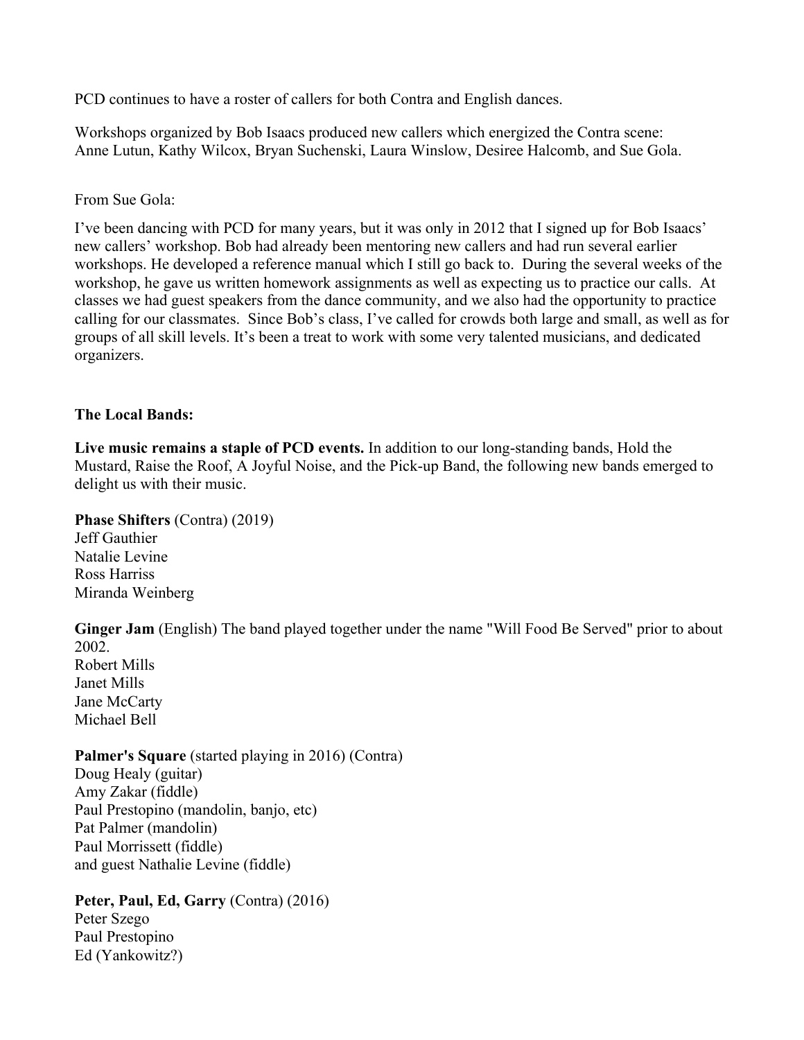PCD continues to have a roster of callers for both Contra and English dances.

Workshops organized by Bob Isaacs produced new callers which energized the Contra scene:
Anne Lutun, Kathy Wilcox, Bryan Suchenski, Laura Winslow, Desiree Halcomb, and Sue Gola.

From Sue Gola:

I've been dancing with PCD for many years, but it was only in 2012 that I signed up for Bob Isaacs' new callers' workshop. Bob had already been mentoring new callers and had run several earlier workshops. He developed a reference manual which I still go back to. During the several weeks of the workshop, he gave us written homework assignments as well as expecting us to practice our calls. At classes we had guest speakers from the dance community, and we also had the opportunity to practice calling for our classmates. Since Bob's class, I've called for crowds both large and small, as well as for groups of all skill levels. It's been a treat to work with some very talented musicians, and dedicated organizers.

**The Local Bands:**

**Live music remains a staple of PCD events.** In addition to our long-standing bands, Hold the Mustard, Raise the Roof, A Joyful Noise, and the Pick-up Band, the following new bands emerged to delight us with their music.

**Phase Shifters** (Contra) (2019)
Jeff Gauthier
Natalie Levine
Ross Harriss
Miranda Weinberg

**Ginger Jam** (English) The band played together under the name "Will Food Be Served" prior to about 2002.
Robert Mills
Janet Mills
Jane McCarty
Michael Bell

**Palmer's Square** (started playing in 2016) (Contra)
Doug Healy (guitar)
Amy Zakar (fiddle)
Paul Prestopino (mandolin, banjo, etc)
Pat Palmer (mandolin)
Paul Morrissett (fiddle)
and guest Nathalie Levine (fiddle)

**Peter, Paul, Ed, Garry** (Contra) (2016)
Peter Szego
Paul Prestopino
Ed (Yankowitz?)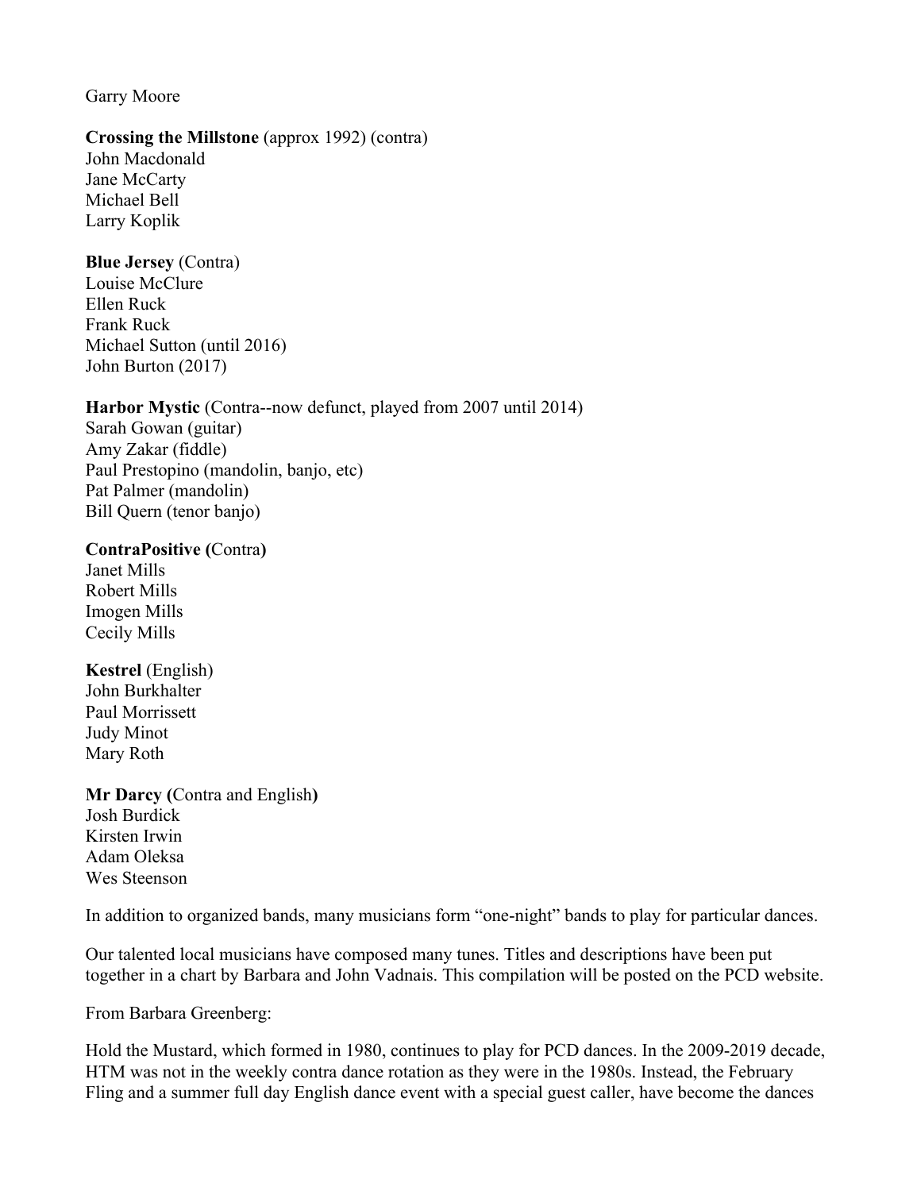Garry Moore

**Crossing the Millstone** (approx 1992) (contra)
John Macdonald
Jane McCarty
Michael Bell
Larry Koplik

**Blue Jersey** (Contra)
Louise McClure
Ellen Ruck
Frank Ruck
Michael Sutton (until 2016)
John Burton (2017)

**Harbor Mystic** (Contra--now defunct, played from 2007 until 2014)
Sarah Gowan (guitar)
Amy Zakar (fiddle)
Paul Prestopino (mandolin, banjo, etc)
Pat Palmer (mandolin)
Bill Quern (tenor banjo)

**ContraPositive (**Contra**)**
Janet Mills
Robert Mills
Imogen Mills
Cecily Mills

**Kestrel** (English)
John Burkhalter
Paul Morrissett
Judy Minot
Mary Roth

**Mr Darcy (**Contra and English**)**
Josh Burdick
Kirsten Irwin
Adam Oleksa
Wes Steenson

In addition to organized bands, many musicians form "one-night" bands to play for particular dances.

Our talented local musicians have composed many tunes. Titles and descriptions have been put together in a chart by Barbara and John Vadnais. This compilation will be posted on the PCD website.

From Barbara Greenberg:

Hold the Mustard, which formed in 1980, continues to play for PCD dances. In the 2009-2019 decade, HTM was not in the weekly contra dance rotation as they were in the 1980s. Instead, the February Fling and a summer full day English dance event with a special guest caller, have become the dances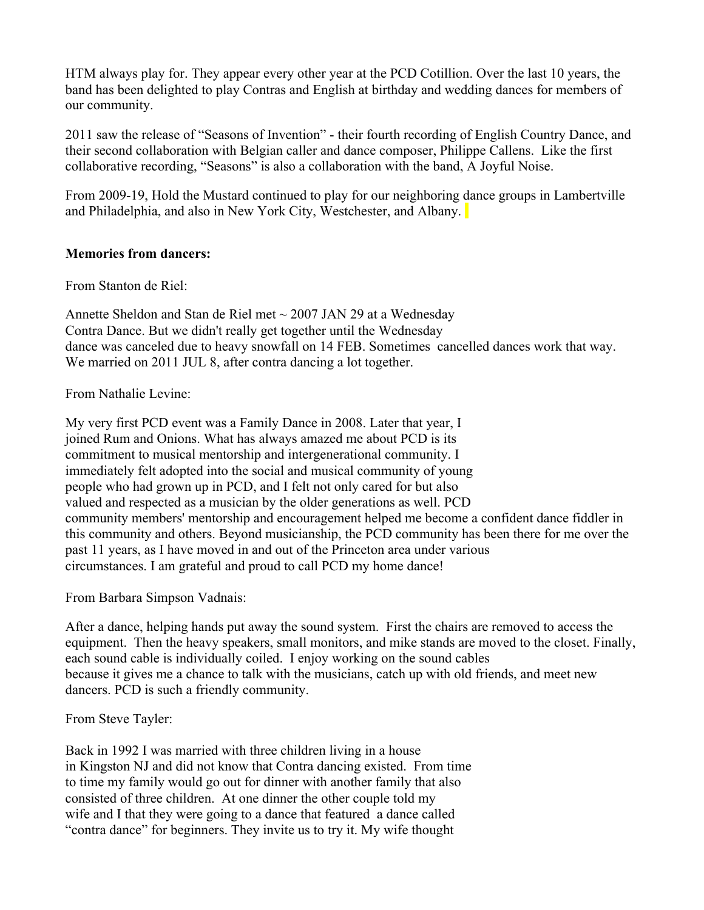HTM always play for. They appear every other year at the PCD Cotillion. Over the last 10 years, the band has been delighted to play Contras and English at birthday and wedding dances for members of our community.

2011 saw the release of "Seasons of Invention" - their fourth recording of English Country Dance, and their second collaboration with Belgian caller and dance composer, Philippe Callens. Like the first collaborative recording, "Seasons" is also a collaboration with the band, A Joyful Noise.

From 2009-19, Hold the Mustard continued to play for our neighboring dance groups in Lambertville and Philadelphia, and also in New York City, Westchester, and Albany.

**Memories from dancers:**

From Stanton de Riel:

Annette Sheldon and Stan de Riel met ~ 2007 JAN 29 at a Wednesday Contra Dance. But we didn't really get together until the Wednesday dance was canceled due to heavy snowfall on 14 FEB. Sometimes cancelled dances work that way. We married on 2011 JUL 8, after contra dancing a lot together.

From Nathalie Levine:

My very first PCD event was a Family Dance in 2008. Later that year, I joined Rum and Onions. What has always amazed me about PCD is its commitment to musical mentorship and intergenerational community. I immediately felt adopted into the social and musical community of young people who had grown up in PCD, and I felt not only cared for but also valued and respected as a musician by the older generations as well. PCD community members' mentorship and encouragement helped me become a confident dance fiddler in this community and others. Beyond musicianship, the PCD community has been there for me over the past 11 years, as I have moved in and out of the Princeton area under various circumstances. I am grateful and proud to call PCD my home dance!

From Barbara Simpson Vadnais:

After a dance, helping hands put away the sound system. First the chairs are removed to access the equipment. Then the heavy speakers, small monitors, and mike stands are moved to the closet. Finally, each sound cable is individually coiled. I enjoy working on the sound cables because it gives me a chance to talk with the musicians, catch up with old friends, and meet new dancers. PCD is such a friendly community.

From Steve Tayler:

Back in 1992 I was married with three children living in a house in Kingston NJ and did not know that Contra dancing existed. From time to time my family would go out for dinner with another family that also consisted of three children. At one dinner the other couple told my wife and I that they were going to a dance that featured a dance called "contra dance" for beginners. They invite us to try it. My wife thought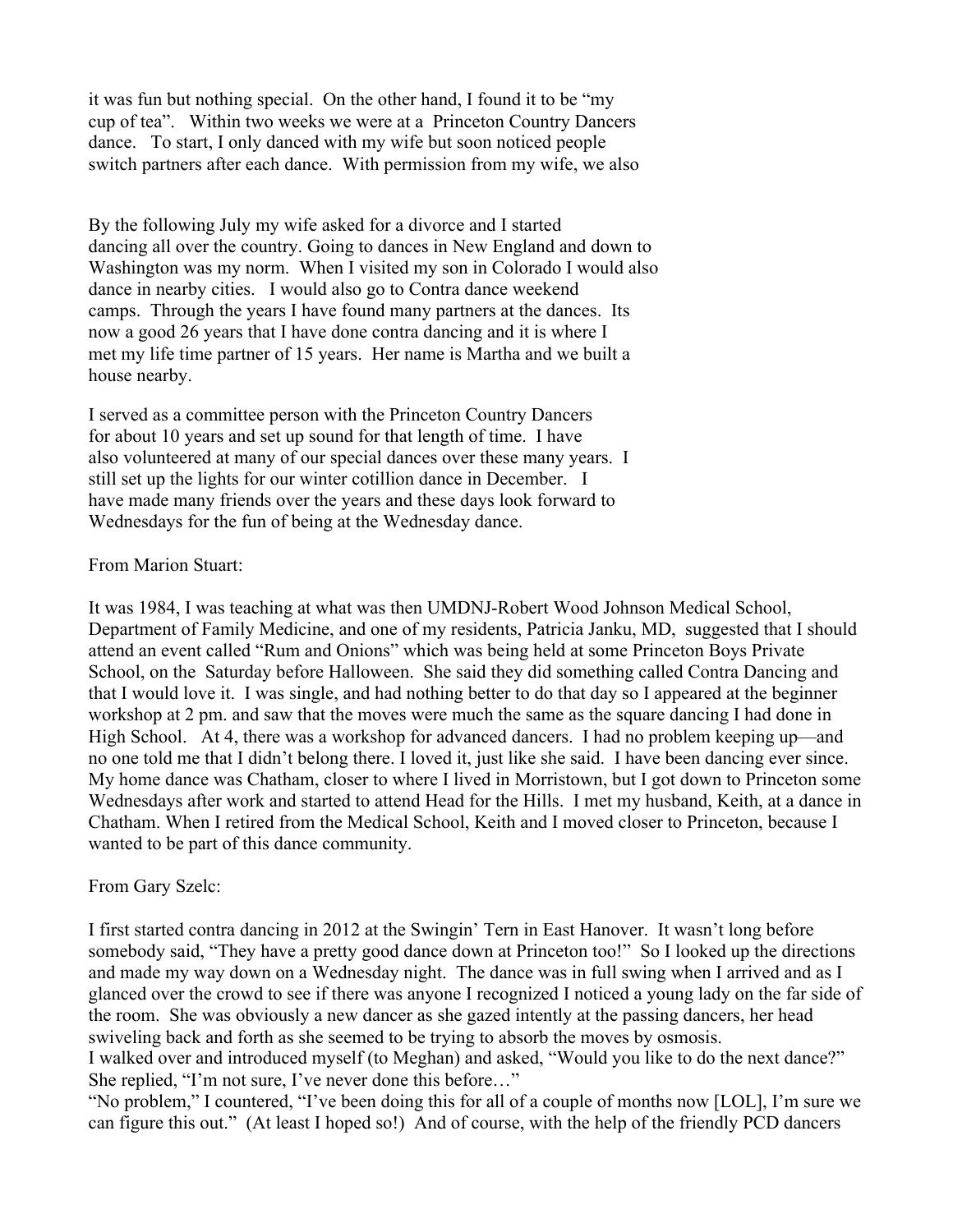it was fun but nothing special. On the other hand, I found it to be "my cup of tea". Within two weeks we were at a Princeton Country Dancers dance. To start, I only danced with my wife but soon noticed people switch partners after each dance. With permission from my wife, we also

By the following July my wife asked for a divorce and I started dancing all over the country. Going to dances in New England and down to Washington was my norm. When I visited my son in Colorado I would also dance in nearby cities. I would also go to Contra dance weekend camps. Through the years I have found many partners at the dances. Its now a good 26 years that I have done contra dancing and it is where I met my life time partner of 15 years. Her name is Martha and we built a house nearby.

I served as a committee person with the Princeton Country Dancers for about 10 years and set up sound for that length of time. I have also volunteered at many of our special dances over these many years. I still set up the lights for our winter cotillion dance in December. I have made many friends over the years and these days look forward to Wednesdays for the fun of being at the Wednesday dance.

From Marion Stuart:

It was 1984, I was teaching at what was then UMDNJ-Robert Wood Johnson Medical School, Department of Family Medicine, and one of my residents, Patricia Janku, MD, suggested that I should attend an event called "Rum and Onions" which was being held at some Princeton Boys Private School, on the Saturday before Halloween. She said they did something called Contra Dancing and that I would love it. I was single, and had nothing better to do that day so I appeared at the beginner workshop at 2 pm. and saw that the moves were much the same as the square dancing I had done in High School. At 4, there was a workshop for advanced dancers. I had no problem keeping up—and no one told me that I didn't belong there. I loved it, just like she said. I have been dancing ever since. My home dance was Chatham, closer to where I lived in Morristown, but I got down to Princeton some Wednesdays after work and started to attend Head for the Hills. I met my husband, Keith, at a dance in Chatham. When I retired from the Medical School, Keith and I moved closer to Princeton, because I wanted to be part of this dance community.

From Gary Szelc:

I first started contra dancing in 2012 at the Swingin' Tern in East Hanover. It wasn't long before somebody said, "They have a pretty good dance down at Princeton too!" So I looked up the directions and made my way down on a Wednesday night. The dance was in full swing when I arrived and as I glanced over the crowd to see if there was anyone I recognized I noticed a young lady on the far side of the room. She was obviously a new dancer as she gazed intently at the passing dancers, her head swiveling back and forth as she seemed to be trying to absorb the moves by osmosis.
I walked over and introduced myself (to Meghan) and asked, "Would you like to do the next dance?" She replied, "I'm not sure, I've never done this before…"
"No problem," I countered, "I've been doing this for all of a couple of months now [LOL], I'm sure we can figure this out." (At least I hoped so!) And of course, with the help of the friendly PCD dancers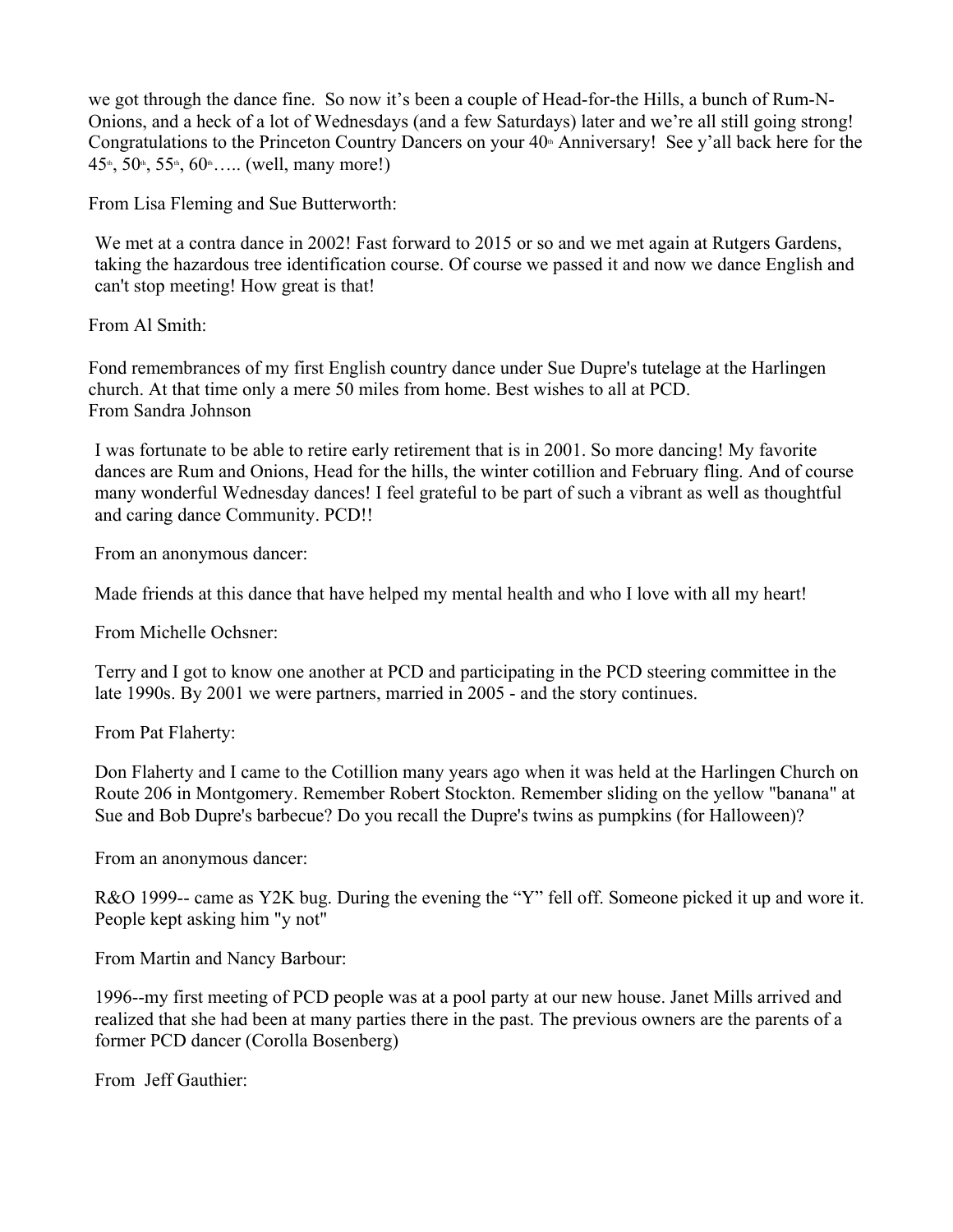we got through the dance fine. So now it's been a couple of Head-for-the Hills, a bunch of Rum-N-Onions, and a heck of a lot of Wednesdays (and a few Saturdays) later and we're all still going strong! Congratulations to the Princeton Country Dancers on your 40th Anniversary! See y'all back here for the 45th, 50th, 55th, 60th….. (well, many more!)

From Lisa Fleming and Sue Butterworth:

We met at a contra dance in 2002! Fast forward to 2015 or so and we met again at Rutgers Gardens, taking the hazardous tree identification course. Of course we passed it and now we dance English and can't stop meeting! How great is that!

From Al Smith:

Fond remembrances of my first English country dance under Sue Dupre's tutelage at the Harlingen church. At that time only a mere 50 miles from home. Best wishes to all at PCD.

From Sandra Johnson

I was fortunate to be able to retire early retirement that is in 2001. So more dancing! My favorite dances are Rum and Onions, Head for the hills, the winter cotillion and February fling. And of course many wonderful Wednesday dances! I feel grateful to be part of such a vibrant as well as thoughtful and caring dance Community. PCD!!

From an anonymous dancer:

Made friends at this dance that have helped my mental health and who I love with all my heart!

From Michelle Ochsner:

Terry and I got to know one another at PCD and participating in the PCD steering committee in the late 1990s. By 2001 we were partners, married in 2005 - and the story continues.

From Pat Flaherty:

Don Flaherty and I came to the Cotillion many years ago when it was held at the Harlingen Church on Route 206 in Montgomery. Remember Robert Stockton. Remember sliding on the yellow "banana" at Sue and Bob Dupre's barbecue? Do you recall the Dupre's twins as pumpkins (for Halloween)?

From an anonymous dancer:

R&O 1999-- came as Y2K bug. During the evening the "Y" fell off. Someone picked it up and wore it. People kept asking him "y not"

From Martin and Nancy Barbour:

1996--my first meeting of PCD people was at a pool party at our new house. Janet Mills arrived and realized that she had been at many parties there in the past. The previous owners are the parents of a former PCD dancer (Corolla Bosenberg)

From Jeff Gauthier: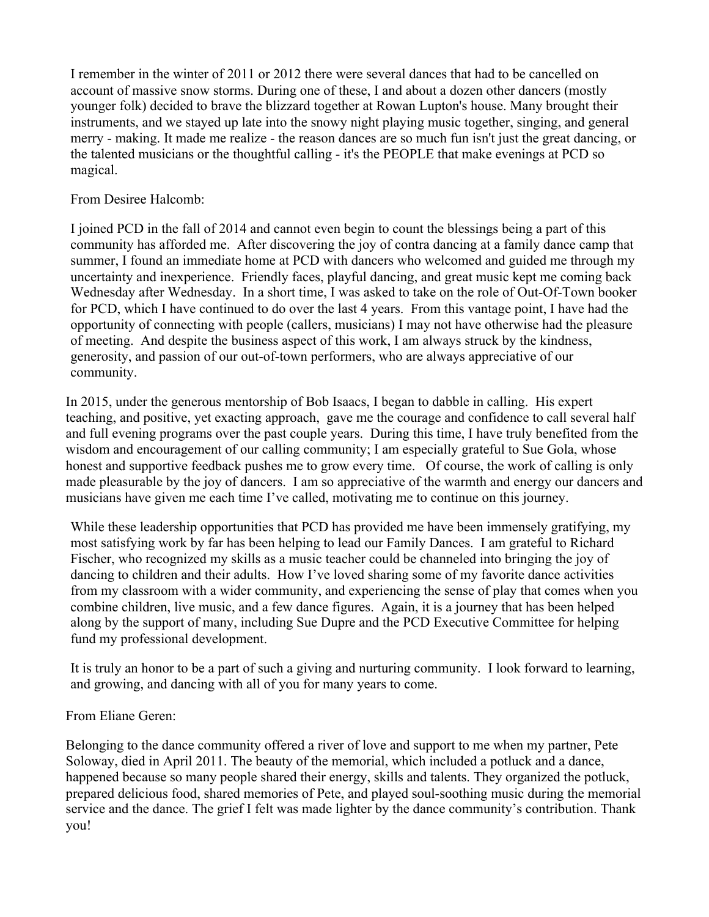I remember in the winter of 2011 or 2012 there were several dances that had to be cancelled on account of massive snow storms. During one of these, I and about a dozen other dancers (mostly younger folk) decided to brave the blizzard together at Rowan Lupton's house. Many brought their instruments, and we stayed up late into the snowy night playing music together, singing, and general merry - making. It made me realize - the reason dances are so much fun isn't just the great dancing, or the talented musicians or the thoughtful calling - it's the PEOPLE that make evenings at PCD so magical.

From Desiree Halcomb:

I joined PCD in the fall of 2014 and cannot even begin to count the blessings being a part of this community has afforded me. After discovering the joy of contra dancing at a family dance camp that summer, I found an immediate home at PCD with dancers who welcomed and guided me through my uncertainty and inexperience. Friendly faces, playful dancing, and great music kept me coming back Wednesday after Wednesday. In a short time, I was asked to take on the role of Out-Of-Town booker for PCD, which I have continued to do over the last 4 years. From this vantage point, I have had the opportunity of connecting with people (callers, musicians) I may not have otherwise had the pleasure of meeting. And despite the business aspect of this work, I am always struck by the kindness, generosity, and passion of our out-of-town performers, who are always appreciative of our community.

In 2015, under the generous mentorship of Bob Isaacs, I began to dabble in calling. His expert teaching, and positive, yet exacting approach, gave me the courage and confidence to call several half and full evening programs over the past couple years. During this time, I have truly benefited from the wisdom and encouragement of our calling community; I am especially grateful to Sue Gola, whose honest and supportive feedback pushes me to grow every time. Of course, the work of calling is only made pleasurable by the joy of dancers. I am so appreciative of the warmth and energy our dancers and musicians have given me each time I've called, motivating me to continue on this journey.

While these leadership opportunities that PCD has provided me have been immensely gratifying, my most satisfying work by far has been helping to lead our Family Dances. I am grateful to Richard Fischer, who recognized my skills as a music teacher could be channeled into bringing the joy of dancing to children and their adults. How I've loved sharing some of my favorite dance activities from my classroom with a wider community, and experiencing the sense of play that comes when you combine children, live music, and a few dance figures. Again, it is a journey that has been helped along by the support of many, including Sue Dupre and the PCD Executive Committee for helping fund my professional development.

It is truly an honor to be a part of such a giving and nurturing community. I look forward to learning, and growing, and dancing with all of you for many years to come.

From Eliane Geren:

Belonging to the dance community offered a river of love and support to me when my partner, Pete Soloway, died in April 2011. The beauty of the memorial, which included a potluck and a dance, happened because so many people shared their energy, skills and talents. They organized the potluck, prepared delicious food, shared memories of Pete, and played soul-soothing music during the memorial service and the dance. The grief I felt was made lighter by the dance community's contribution. Thank you!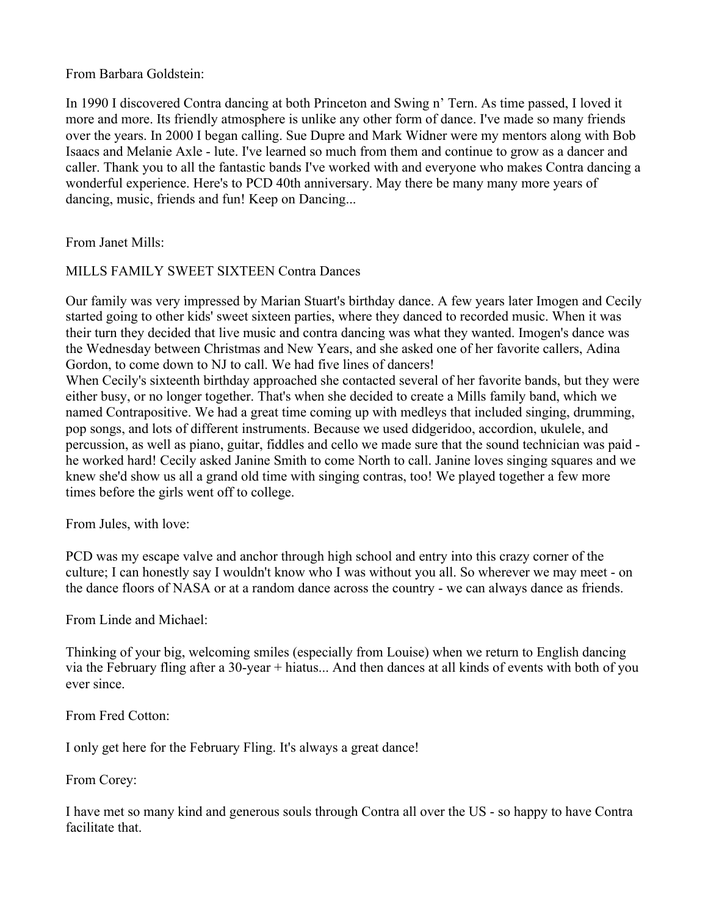From Barbara Goldstein:

In 1990 I discovered Contra dancing at both Princeton and Swing n' Tern. As time passed, I loved it more and more. Its friendly atmosphere is unlike any other form of dance. I've made so many friends over the years. In 2000 I began calling. Sue Dupre and Mark Widner were my mentors along with Bob Isaacs and Melanie Axle - lute. I've learned so much from them and continue to grow as a dancer and caller. Thank you to all the fantastic bands I've worked with and everyone who makes Contra dancing a wonderful experience. Here's to PCD 40th anniversary. May there be many many more years of dancing, music, friends and fun! Keep on Dancing...

From Janet Mills:

MILLS FAMILY SWEET SIXTEEN Contra Dances

Our family was very impressed by Marian Stuart's birthday dance. A few years later Imogen and Cecily started going to other kids' sweet sixteen parties, where they danced to recorded music. When it was their turn they decided that live music and contra dancing was what they wanted. Imogen's dance was the Wednesday between Christmas and New Years, and she asked one of her favorite callers, Adina Gordon, to come down to NJ to call. We had five lines of dancers!
When Cecily's sixteenth birthday approached she contacted several of her favorite bands, but they were either busy, or no longer together. That's when she decided to create a Mills family band, which we named Contrapositive. We had a great time coming up with medleys that included singing, drumming, pop songs, and lots of different instruments. Because we used didgeridoo, accordion, ukulele, and percussion, as well as piano, guitar, fiddles and cello we made sure that the sound technician was paid - he worked hard! Cecily asked Janine Smith to come North to call. Janine loves singing squares and we knew she'd show us all a grand old time with singing contras, too! We played together a few more times before the girls went off to college.

From Jules, with love:

PCD was my escape valve and anchor through high school and entry into this crazy corner of the culture; I can honestly say I wouldn't know who I was without you all. So wherever we may meet - on the dance floors of NASA or at a random dance across the country - we can always dance as friends.

From Linde and Michael:

Thinking of your big, welcoming smiles (especially from Louise) when we return to English dancing via the February fling after a 30-year + hiatus... And then dances at all kinds of events with both of you ever since.

From Fred Cotton:

I only get here for the February Fling. It's always a great dance!

From Corey:

I have met so many kind and generous souls through Contra all over the US - so happy to have Contra facilitate that.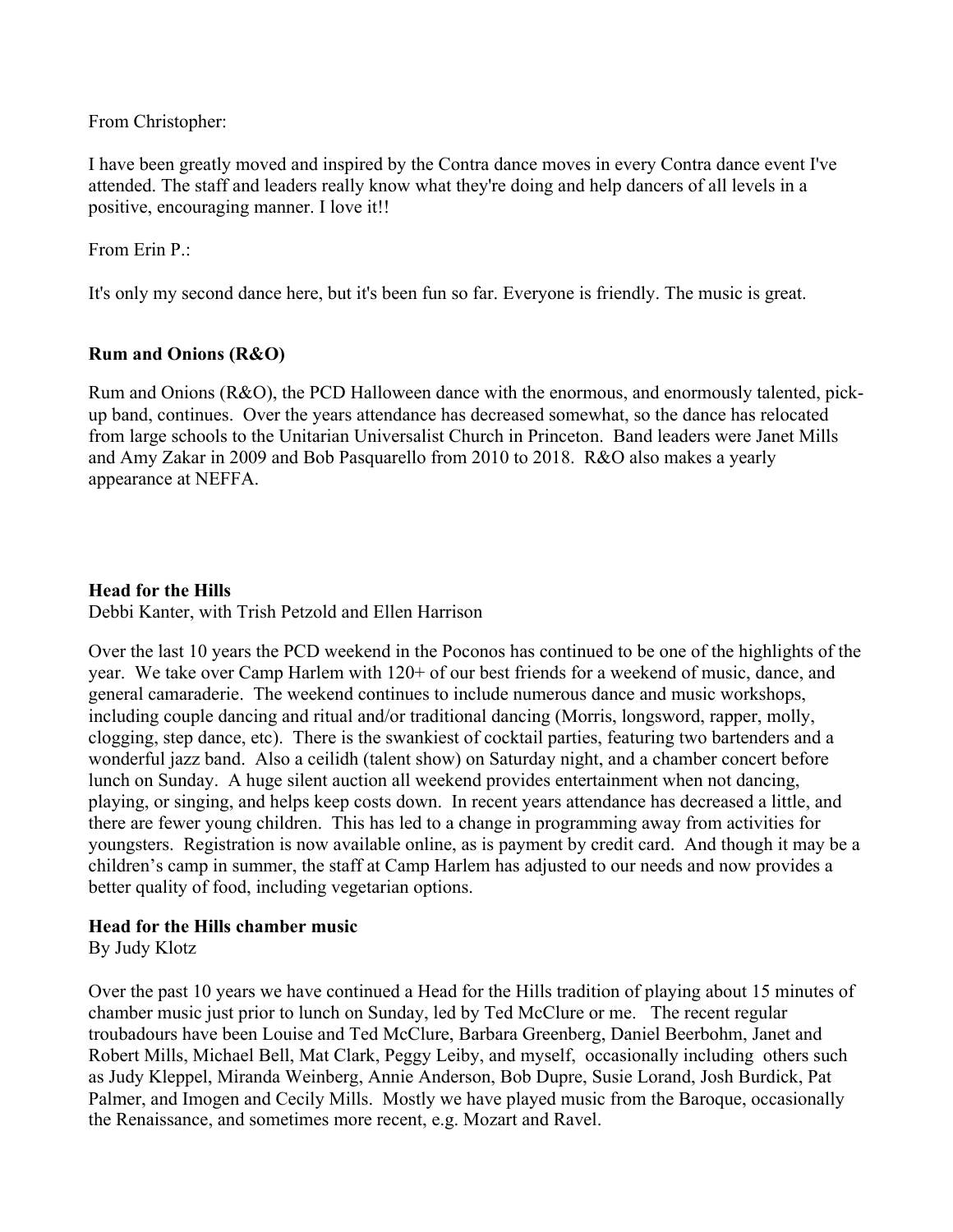From Christopher:

I have been greatly moved and inspired by the Contra dance moves in every Contra dance event I've attended. The staff and leaders really know what they're doing and help dancers of all levels in a positive, encouraging manner. I love it!!

From Erin P.:

It's only my second dance here, but it's been fun so far. Everyone is friendly. The music is great.

**Rum and Onions (R&O)**

Rum and Onions (R&O), the PCD Halloween dance with the enormous, and enormously talented, pick-up band, continues. Over the years attendance has decreased somewhat, so the dance has relocated from large schools to the Unitarian Universalist Church in Princeton. Band leaders were Janet Mills and Amy Zakar in 2009 and Bob Pasquarello from 2010 to 2018. R&O also makes a yearly appearance at NEFFA.

**Head for the Hills**
Debbi Kanter, with Trish Petzold and Ellen Harrison

Over the last 10 years the PCD weekend in the Poconos has continued to be one of the highlights of the year. We take over Camp Harlem with 120+ of our best friends for a weekend of music, dance, and general camaraderie. The weekend continues to include numerous dance and music workshops, including couple dancing and ritual and/or traditional dancing (Morris, longsword, rapper, molly, clogging, step dance, etc). There is the swankiest of cocktail parties, featuring two bartenders and a wonderful jazz band. Also a ceilidh (talent show) on Saturday night, and a chamber concert before lunch on Sunday. A huge silent auction all weekend provides entertainment when not dancing, playing, or singing, and helps keep costs down. In recent years attendance has decreased a little, and there are fewer young children. This has led to a change in programming away from activities for youngsters. Registration is now available online, as is payment by credit card. And though it may be a children's camp in summer, the staff at Camp Harlem has adjusted to our needs and now provides a better quality of food, including vegetarian options.

**Head for the Hills chamber music**
By Judy Klotz

Over the past 10 years we have continued a Head for the Hills tradition of playing about 15 minutes of chamber music just prior to lunch on Sunday, led by Ted McClure or me. The recent regular troubadours have been Louise and Ted McClure, Barbara Greenberg, Daniel Beerbohm, Janet and Robert Mills, Michael Bell, Mat Clark, Peggy Leiby, and myself, occasionally including others such as Judy Kleppel, Miranda Weinberg, Annie Anderson, Bob Dupre, Susie Lorand, Josh Burdick, Pat Palmer, and Imogen and Cecily Mills. Mostly we have played music from the Baroque, occasionally the Renaissance, and sometimes more recent, e.g. Mozart and Ravel.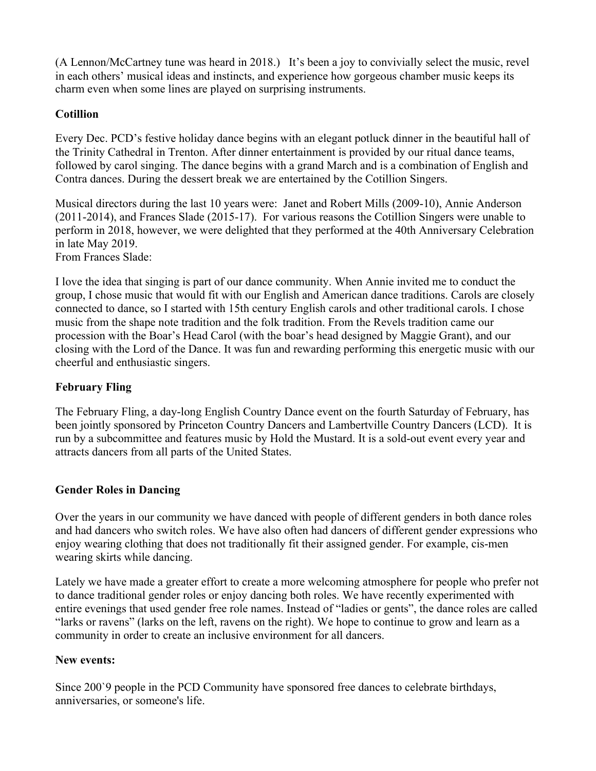(A Lennon/McCartney tune was heard in 2018.) It's been a joy to convivially select the music, revel in each others' musical ideas and instincts, and experience how gorgeous chamber music keeps its charm even when some lines are played on surprising instruments.

**Cotillion**

Every Dec. PCD's festive holiday dance begins with an elegant potluck dinner in the beautiful hall of the Trinity Cathedral in Trenton. After dinner entertainment is provided by our ritual dance teams, followed by carol singing. The dance begins with a grand March and is a combination of English and Contra dances. During the dessert break we are entertained by the Cotillion Singers.

Musical directors during the last 10 years were: Janet and Robert Mills (2009-10), Annie Anderson (2011-2014), and Frances Slade (2015-17). For various reasons the Cotillion Singers were unable to perform in 2018, however, we were delighted that they performed at the 40th Anniversary Celebration in late May 2019.
From Frances Slade:

I love the idea that singing is part of our dance community. When Annie invited me to conduct the group, I chose music that would fit with our English and American dance traditions. Carols are closely connected to dance, so I started with 15th century English carols and other traditional carols. I chose music from the shape note tradition and the folk tradition. From the Revels tradition came our procession with the Boar's Head Carol (with the boar's head designed by Maggie Grant), and our closing with the Lord of the Dance. It was fun and rewarding performing this energetic music with our cheerful and enthusiastic singers.

**February Fling**

The February Fling, a day-long English Country Dance event on the fourth Saturday of February, has been jointly sponsored by Princeton Country Dancers and Lambertville Country Dancers (LCD). It is run by a subcommittee and features music by Hold the Mustard. It is a sold-out event every year and attracts dancers from all parts of the United States.

**Gender Roles in Dancing**

Over the years in our community we have danced with people of different genders in both dance roles and had dancers who switch roles. We have also often had dancers of different gender expressions who enjoy wearing clothing that does not traditionally fit their assigned gender. For example, cis-men wearing skirts while dancing.

Lately we have made a greater effort to create a more welcoming atmosphere for people who prefer not to dance traditional gender roles or enjoy dancing both roles. We have recently experimented with entire evenings that used gender free role names. Instead of "ladies or gents", the dance roles are called "larks or ravens" (larks on the left, ravens on the right). We hope to continue to grow and learn as a community in order to create an inclusive environment for all dancers.

**New events:**

Since 200`9 people in the PCD Community have sponsored free dances to celebrate birthdays, anniversaries, or someone's life.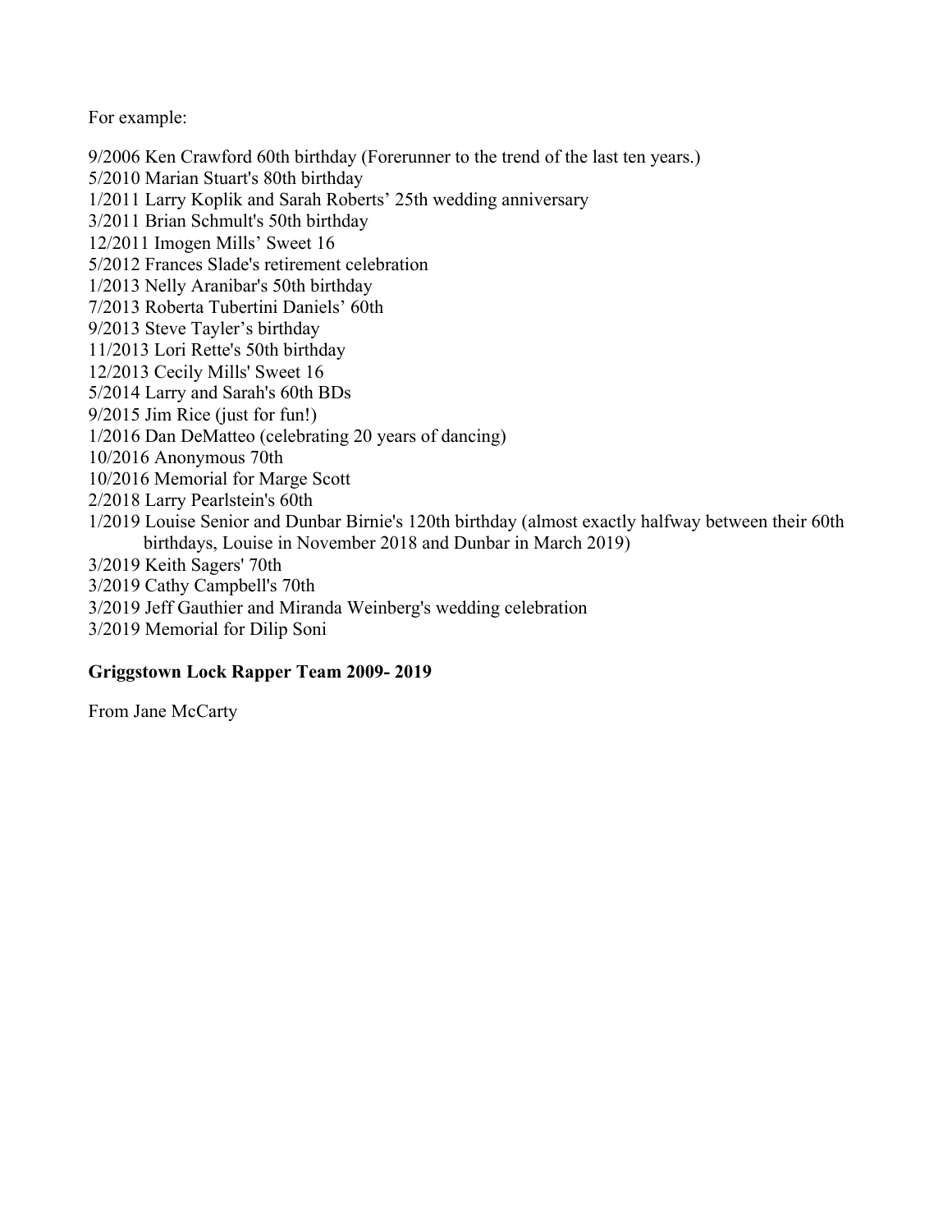For example:

9/2006 Ken Crawford 60th birthday (Forerunner to the trend of the last ten years.)
5/2010 Marian Stuart's 80th birthday
1/2011 Larry Koplik and Sarah Roberts' 25th wedding anniversary
3/2011 Brian Schmult's 50th birthday
12/2011 Imogen Mills' Sweet 16
5/2012 Frances Slade's retirement celebration
1/2013 Nelly Aranibar's 50th birthday
7/2013 Roberta Tubertini Daniels' 60th
9/2013 Steve Tayler's birthday
11/2013 Lori Rette's 50th birthday
12/2013 Cecily Mills' Sweet 16
5/2014 Larry and Sarah's 60th BDs
9/2015 Jim Rice (just for fun!)
1/2016 Dan DeMatteo (celebrating 20 years of dancing)
10/2016 Anonymous 70th
10/2016 Memorial for Marge Scott
2/2018 Larry Pearlstein's 60th
1/2019 Louise Senior and Dunbar Birnie's 120th birthday (almost exactly halfway between their 60th birthdays, Louise in November 2018 and Dunbar in March 2019)
3/2019 Keith Sagers' 70th
3/2019 Cathy Campbell's 70th
3/2019 Jeff Gauthier and Miranda Weinberg's wedding celebration
3/2019 Memorial for Dilip Soni

**Griggstown Lock Rapper Team 2009- 2019**

From Jane McCarty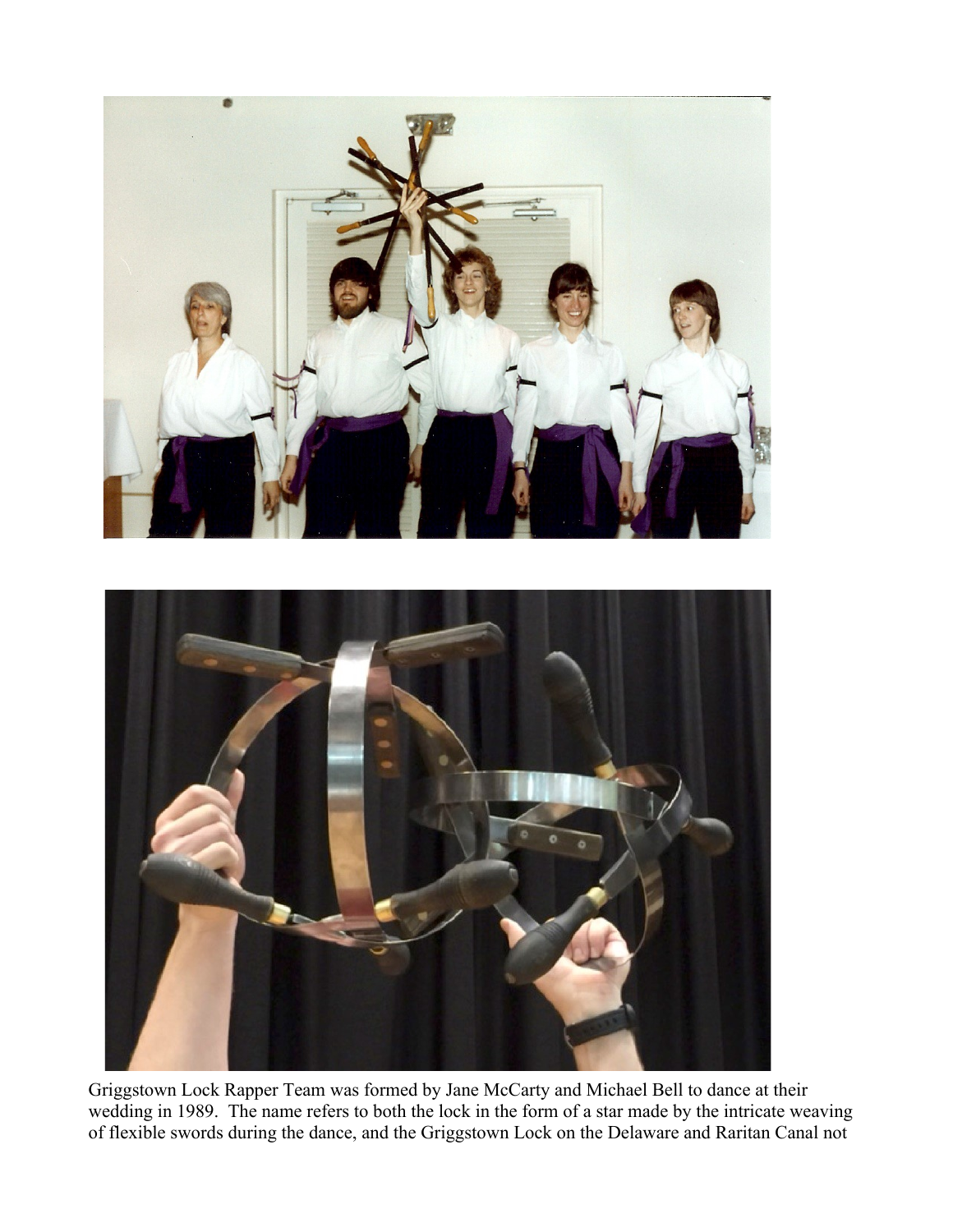Griggstown Lock Rapper Team was formed by Jane McCarty and Michael Bell to dance at their wedding in 1989. The name refers to both the lock in the form of a star made by the intricate weaving of flexible swords during the dance, and the Griggstown Lock on the Delaware and Raritan Canal not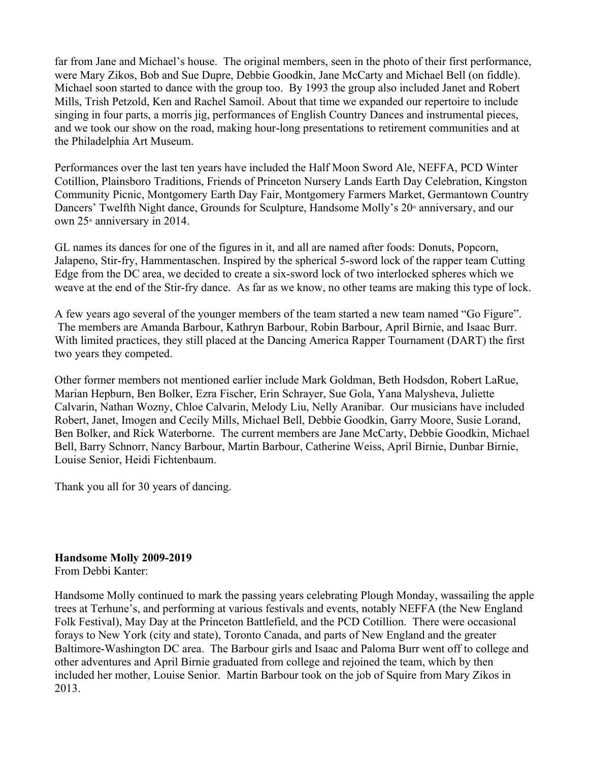far from Jane and Michael's house. The original members, seen in the photo of their first performance, were Mary Zikos, Bob and Sue Dupre, Debbie Goodkin, Jane McCarty and Michael Bell (on fiddle). Michael soon started to dance with the group too. By 1993 the group also included Janet and Robert Mills, Trish Petzold, Ken and Rachel Samoil. About that time we expanded our repertoire to include singing in four parts, a morris jig, performances of English Country Dances and instrumental pieces, and we took our show on the road, making hour-long presentations to retirement communities and at the Philadelphia Art Museum.

Performances over the last ten years have included the Half Moon Sword Ale, NEFFA, PCD Winter Cotillion, Plainsboro Traditions, Friends of Princeton Nursery Lands Earth Day Celebration, Kingston Community Picnic, Montgomery Earth Day Fair, Montgomery Farmers Market, Germantown Country Dancers' Twelfth Night dance, Grounds for Sculpture, Handsome Molly's 20th anniversary, and our own 25th anniversary in 2014.

GL names its dances for one of the figures in it, and all are named after foods: Donuts, Popcorn, Jalapeno, Stir-fry, Hammentaschen. Inspired by the spherical 5-sword lock of the rapper team Cutting Edge from the DC area, we decided to create a six-sword lock of two interlocked spheres which we weave at the end of the Stir-fry dance. As far as we know, no other teams are making this type of lock.

A few years ago several of the younger members of the team started a new team named "Go Figure". The members are Amanda Barbour, Kathryn Barbour, Robin Barbour, April Birnie, and Isaac Burr. With limited practices, they still placed at the Dancing America Rapper Tournament (DART) the first two years they competed.

Other former members not mentioned earlier include Mark Goldman, Beth Hodsdon, Robert LaRue, Marian Hepburn, Ben Bolker, Ezra Fischer, Erin Schrayer, Sue Gola, Yana Malysheva, Juliette Calvarin, Nathan Wozny, Chloe Calvarin, Melody Liu, Nelly Aranibar. Our musicians have included Robert, Janet, Imogen and Cecily Mills, Michael Bell, Debbie Goodkin, Garry Moore, Susie Lorand, Ben Bolker, and Rick Waterborne. The current members are Jane McCarty, Debbie Goodkin, Michael Bell, Barry Schnorr, Nancy Barbour, Martin Barbour, Catherine Weiss, April Birnie, Dunbar Birnie, Louise Senior, Heidi Fichtenbaum.

Thank you all for 30 years of dancing.

**Handsome Molly 2009-2019**
From Debbi Kanter:

Handsome Molly continued to mark the passing years celebrating Plough Monday, wassailing the apple trees at Terhune's, and performing at various festivals and events, notably NEFFA (the New England Folk Festival), May Day at the Princeton Battlefield, and the PCD Cotillion. There were occasional forays to New York (city and state), Toronto Canada, and parts of New England and the greater Baltimore-Washington DC area. The Barbour girls and Isaac and Paloma Burr went off to college and other adventures and April Birnie graduated from college and rejoined the team, which by then included her mother, Louise Senior. Martin Barbour took on the job of Squire from Mary Zikos in 2013.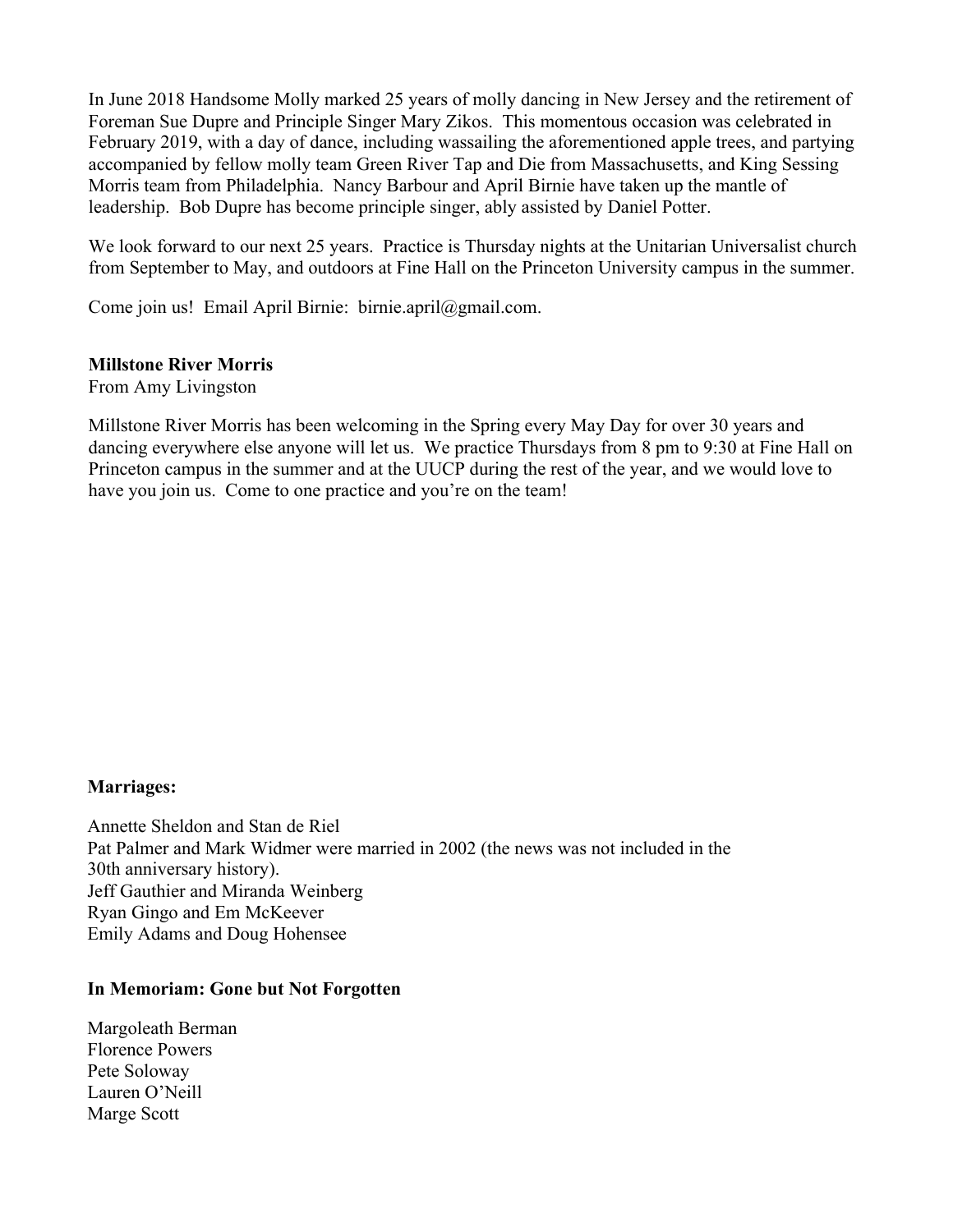In June 2018 Handsome Molly marked 25 years of molly dancing in New Jersey and the retirement of Foreman Sue Dupre and Principle Singer Mary Zikos. This momentous occasion was celebrated in February 2019, with a day of dance, including wassailing the aforementioned apple trees, and partying accompanied by fellow molly team Green River Tap and Die from Massachusetts, and King Sessing Morris team from Philadelphia. Nancy Barbour and April Birnie have taken up the mantle of leadership. Bob Dupre has become principle singer, ably assisted by Daniel Potter.

We look forward to our next 25 years. Practice is Thursday nights at the Unitarian Universalist church from September to May, and outdoors at Fine Hall on the Princeton University campus in the summer.

Come join us! Email April Birnie: birnie.april@gmail.com.

**Millstone River Morris**
From Amy Livingston

Millstone River Morris has been welcoming in the Spring every May Day for over 30 years and dancing everywhere else anyone will let us. We practice Thursdays from 8 pm to 9:30 at Fine Hall on Princeton campus in the summer and at the UUCP during the rest of the year, and we would love to have you join us. Come to one practice and you're on the team!

**Marriages:**

Annette Sheldon and Stan de Riel
Pat Palmer and Mark Widmer were married in 2002 (the news was not included in the 30th anniversary history).
Jeff Gauthier and Miranda Weinberg
Ryan Gingo and Em McKeever
Emily Adams and Doug Hohensee

**In Memoriam: Gone but Not Forgotten**

Margoleath Berman
Florence Powers
Pete Soloway
Lauren O'Neill
Marge Scott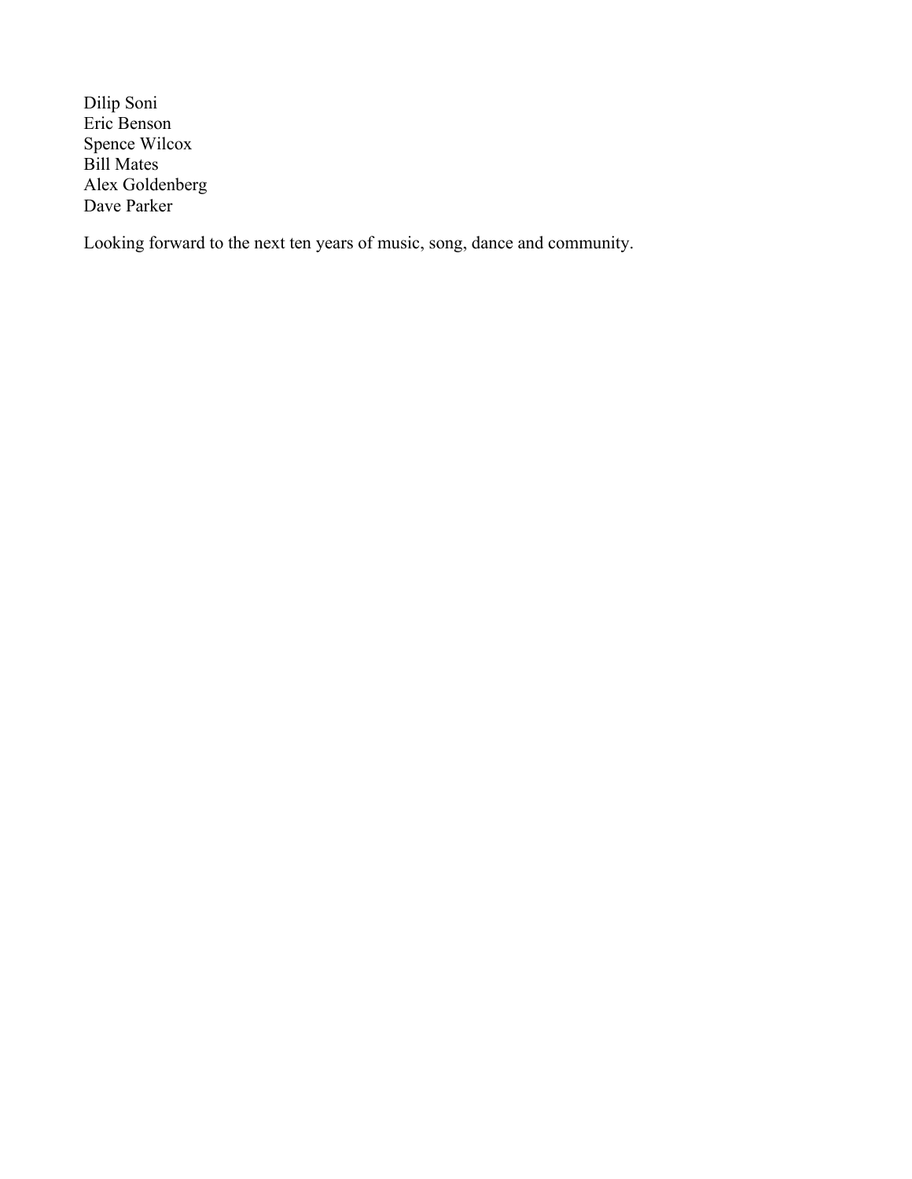Dilip Soni  
Eric Benson  
Spence Wilcox  
Bill Mates  
Alex Goldenberg  
Dave Parker

Looking forward to the next ten years of music, song, dance and community.